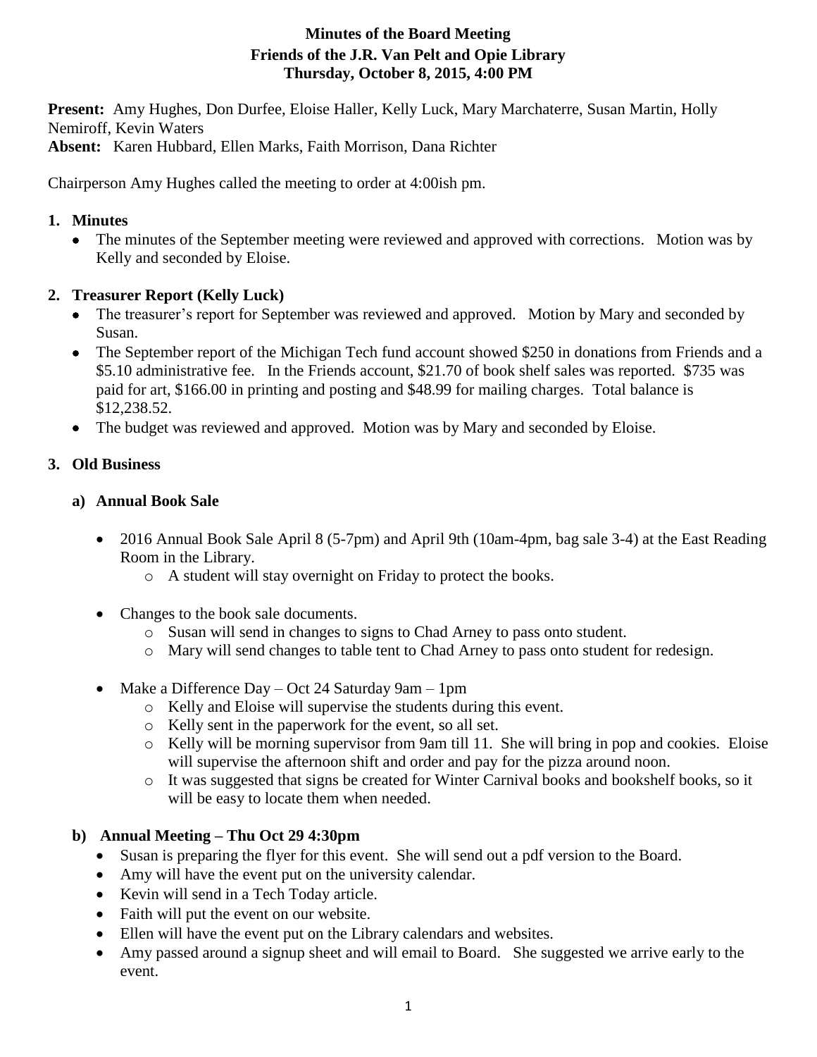# Minutes of the Board Meeting
## Friends of the J.R. Van Pelt and Opie Library
### Thursday, October 8, 2015, 4:00 PM

**Present:** Amy Hughes, Don Durfee, Eloise Haller, Kelly Luck, Mary Marchaterre, Susan Martin, Holly Nemiroff, Kevin Waters
**Absent:** Karen Hubbard, Ellen Marks, Faith Morrison, Dana Richter

Chairperson Amy Hughes called the meeting to order at 4:00ish pm.

**1. Minutes**

- The minutes of the September meeting were reviewed and approved with corrections. Motion was by Kelly and seconded by Eloise.

**2. Treasurer Report (Kelly Luck)**

- The treasurer's report for September was reviewed and approved. Motion by Mary and seconded by Susan.
- The September report of the Michigan Tech fund account showed $250 in donations from Friends and a $5.10 administrative fee. In the Friends account, $21.70 of book shelf sales was reported. $735 was paid for art, $166.00 in printing and posting and $48.99 for mailing charges. Total balance is $12,238.52.
- The budget was reviewed and approved. Motion was by Mary and seconded by Eloise.

**3. Old Business**

**a) Annual Book Sale**

- 2016 Annual Book Sale April 8 (5-7pm) and April 9th (10am-4pm, bag sale 3-4) at the East Reading Room in the Library.
  - A student will stay overnight on Friday to protect the books.
- Changes to the book sale documents.
  - Susan will send in changes to signs to Chad Arney to pass onto student.
  - Mary will send changes to table tent to Chad Arney to pass onto student for redesign.
- Make a Difference Day – Oct 24 Saturday 9am – 1pm
  - Kelly and Eloise will supervise the students during this event.
  - Kelly sent in the paperwork for the event, so all set.
  - Kelly will be morning supervisor from 9am till 11. She will bring in pop and cookies. Eloise will supervise the afternoon shift and order and pay for the pizza around noon.
  - It was suggested that signs be created for Winter Carnival books and bookshelf books, so it will be easy to locate them when needed.

**b) Annual Meeting – Thu Oct 29 4:30pm**

- Susan is preparing the flyer for this event. She will send out a pdf version to the Board.
- Amy will have the event put on the university calendar.
- Kevin will send in a Tech Today article.
- Faith will put the event on our website.
- Ellen will have the event put on the Library calendars and websites.
- Amy passed around a signup sheet and will email to Board. She suggested we arrive early to the event.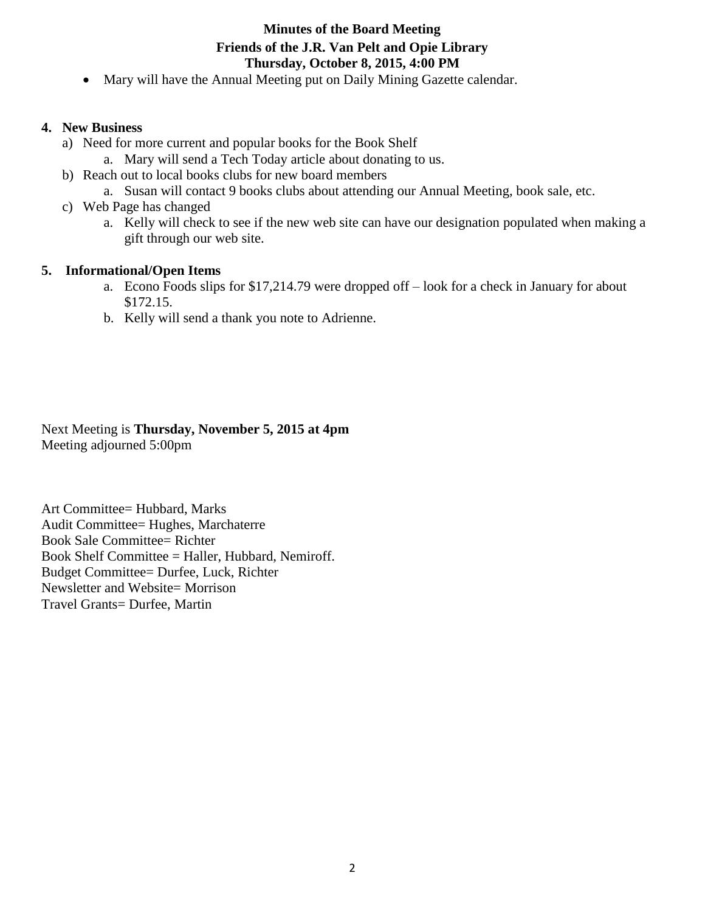**Minutes of the Board Meeting**
**Friends of the J.R. Van Pelt and Opie Library**
**Thursday, October 8, 2015, 4:00 PM**

- Mary will have the Annual Meeting put on Daily Mining Gazette calendar.

**4. New Business**

a) Need for more current and popular books for the Book Shelf
   a. Mary will send a Tech Today article about donating to us.

b) Reach out to local books clubs for new board members
   a. Susan will contact 9 books clubs about attending our Annual Meeting, book sale, etc.

c) Web Page has changed
   a. Kelly will check to see if the new web site can have our designation populated when making a gift through our web site.

**5. Informational/Open Items**

a. Econo Foods slips for $17,214.79 were dropped off – look for a check in January for about $172.15.

b. Kelly will send a thank you note to Adrienne.

Next Meeting is **Thursday, November 5, 2015 at 4pm**
Meeting adjourned 5:00pm

Art Committee= Hubbard, Marks
Audit Committee= Hughes, Marchaterre
Book Sale Committee= Richter
Book Shelf Committee = Haller, Hubbard, Nemiroff.
Budget Committee= Durfee, Luck, Richter
Newsletter and Website= Morrison
Travel Grants= Durfee, Martin